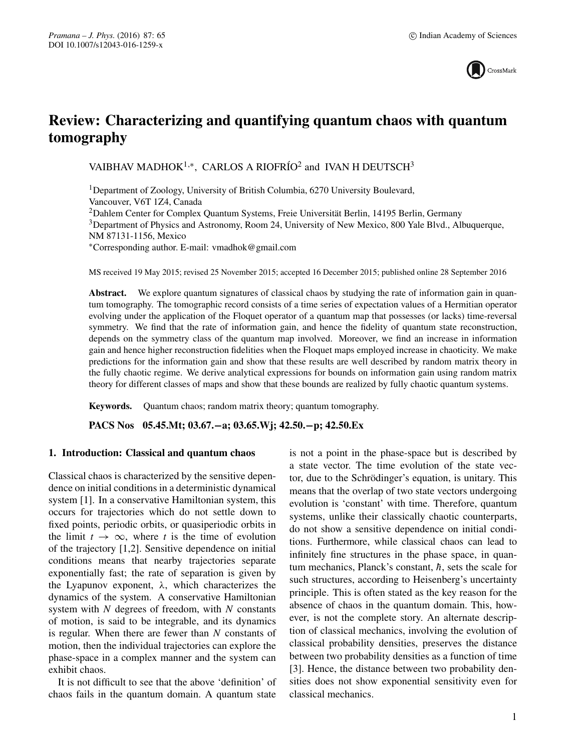# Review: Characterizing and quantifying quantum chaos with quantum tomography

VAIBHAV MADHOK[1,*], CARLOS A RIOFRÍO[2] and IVAN H DEUTSCH[3]

[1]Department of Zoology, University of British Columbia, 6270 University Boulevard, Vancouver, V6T 1Z4, Canada

[2]Dahlem Center for Complex Quantum Systems, Freie Universität Berlin, 14195 Berlin, Germany

[3]Department of Physics and Astronomy, Room 24, University of New Mexico, 800 Yale Blvd., Albuquerque, NM 87131-1156, Mexico

[*]Corresponding author. E-mail: vmadhok@gmail.com

MS received 19 May 2015; revised 25 November 2015; accepted 16 December 2015; published online 28 September 2016

**Abstract.** We explore quantum signatures of classical chaos by studying the rate of information gain in quantum tomography. The tomographic record consists of a time series of expectation values of a Hermitian operator evolving under the application of the Floquet operator of a quantum map that possesses (or lacks) time-reversal symmetry. We find that the rate of information gain, and hence the fidelity of quantum state reconstruction, depends on the symmetry class of the quantum map involved. Moreover, we find an increase in information gain and hence higher reconstruction fidelities when the Floquet maps employed increase in chaoticity. We make predictions for the information gain and show that these results are well described by random matrix theory in the fully chaotic regime. We derive analytical expressions for bounds on information gain using random matrix theory for different classes of maps and show that these bounds are realized by fully chaotic quantum systems.

**Keywords.** Quantum chaos; random matrix theory; quantum tomography.

**PACS Nos** 05.45.Mt; 03.67.−a; 03.65.Wj; 42.50.−p; 42.50.Ex

## 1. Introduction: Classical and quantum chaos

Classical chaos is characterized by the sensitive dependence on initial conditions in a deterministic dynamical system [1]. In a conservative Hamiltonian system, this occurs for trajectories which do not settle down to fixed points, periodic orbits, or quasiperiodic orbits in the limit $t \to \infty$, where $t$ is the time of evolution of the trajectory [1,2]. Sensitive dependence on initial conditions means that nearby trajectories separate exponentially fast; the rate of separation is given by the Lyapunov exponent, $\lambda$, which characterizes the dynamics of the system. A conservative Hamiltonian system with $N$ degrees of freedom, with $N$ constants of motion, is said to be integrable, and its dynamics is regular. When there are fewer than $N$ constants of motion, then the individual trajectories can explore the phase-space in a complex manner and the system can exhibit chaos.

It is not difficult to see that the above 'definition' of chaos fails in the quantum domain. A quantum state is not a point in the phase-space but is described by a state vector. The time evolution of the state vector, due to the Schrödinger's equation, is unitary. This means that the overlap of two state vectors undergoing evolution is 'constant' with time. Therefore, quantum systems, unlike their classically chaotic counterparts, do not show a sensitive dependence on initial conditions. Furthermore, while classical chaos can lead to infinitely fine structures in the phase space, in quantum mechanics, Planck's constant, $\hbar$, sets the scale for such structures, according to Heisenberg's uncertainty principle. This is often stated as the key reason for the absence of chaos in the quantum domain. This, however, is not the complete story. An alternate description of classical mechanics, involving the evolution of classical probability densities, preserves the distance between two probability densities as a function of time [3]. Hence, the distance between two probability densities does not show exponential sensitivity even for classical mechanics.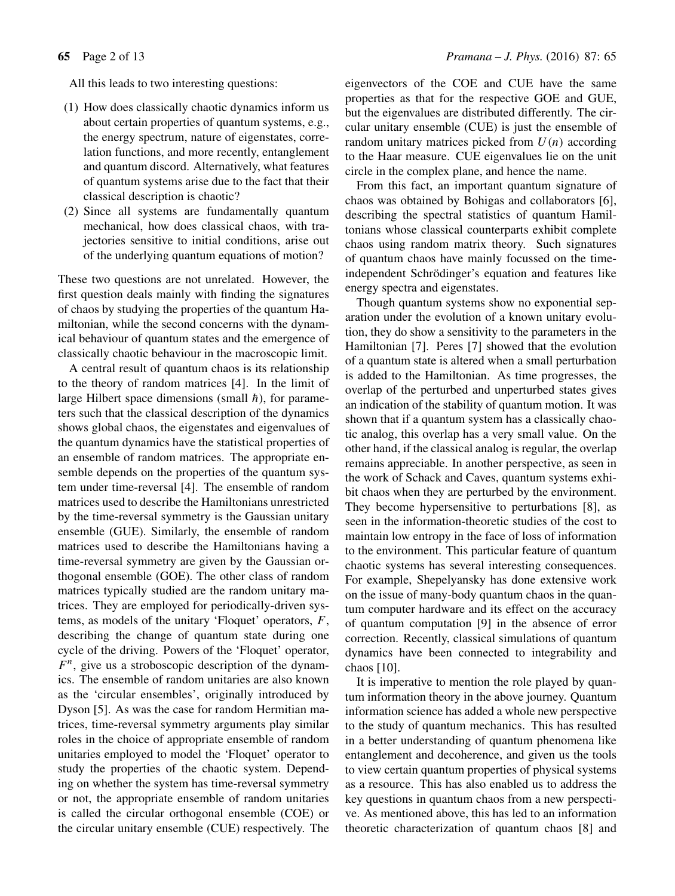All this leads to two interesting questions:

1. How does classically chaotic dynamics inform us about certain properties of quantum systems, e.g., the energy spectrum, nature of eigenstates, correlation functions, and more recently, entanglement and quantum discord. Alternatively, what features of quantum systems arise due to the fact that their classical description is chaotic?
2. Since all systems are fundamentally quantum mechanical, how does classical chaos, with trajectories sensitive to initial conditions, arise out of the underlying quantum equations of motion?

These two questions are not unrelated. However, the first question deals mainly with finding the signatures of chaos by studying the properties of the quantum Hamiltonian, while the second concerns with the dynamical behaviour of quantum states and the emergence of classically chaotic behaviour in the macroscopic limit.

A central result of quantum chaos is its relationship to the theory of random matrices [4]. In the limit of large Hilbert space dimensions (small $\hbar$), for parameters such that the classical description of the dynamics shows global chaos, the eigenstates and eigenvalues of the quantum dynamics have the statistical properties of an ensemble of random matrices. The appropriate ensemble depends on the properties of the quantum system under time-reversal [4]. The ensemble of random matrices used to describe the Hamiltonians unrestricted by the time-reversal symmetry is the Gaussian unitary ensemble (GUE). Similarly, the ensemble of random matrices used to describe the Hamiltonians having a time-reversal symmetry are given by the Gaussian orthogonal ensemble (GOE). The other class of random matrices typically studied are the random unitary matrices. They are employed for periodically-driven systems, as models of the unitary 'Floquet' operators, $F$, describing the change of quantum state during one cycle of the driving. Powers of the 'Floquet' operator, $F^n$, give us a stroboscopic description of the dynamics. The ensemble of random unitaries are also known as the 'circular ensembles', originally introduced by Dyson [5]. As was the case for random Hermitian matrices, time-reversal symmetry arguments play similar roles in the choice of appropriate ensemble of random unitaries employed to model the 'Floquet' operator to study the properties of the chaotic system. Depending on whether the system has time-reversal symmetry or not, the appropriate ensemble of random unitaries is called the circular orthogonal ensemble (COE) or the circular unitary ensemble (CUE) respectively. The eigenvectors of the COE and CUE have the same properties as that for the respective GOE and GUE, but the eigenvalues are distributed differently. The circular unitary ensemble (CUE) is just the ensemble of random unitary matrices picked from $U(n)$ according to the Haar measure. CUE eigenvalues lie on the unit circle in the complex plane, and hence the name.

From this fact, an important quantum signature of chaos was obtained by Bohigas and collaborators [6], describing the spectral statistics of quantum Hamiltonians whose classical counterparts exhibit complete chaos using random matrix theory. Such signatures of quantum chaos have mainly focussed on the time-independent Schrödinger's equation and features like energy spectra and eigenstates.

Though quantum systems show no exponential separation under the evolution of a known unitary evolution, they do show a sensitivity to the parameters in the Hamiltonian [7]. Peres [7] showed that the evolution of a quantum state is altered when a small perturbation is added to the Hamiltonian. As time progresses, the overlap of the perturbed and unperturbed states gives an indication of the stability of quantum motion. It was shown that if a quantum system has a classically chaotic analog, this overlap has a very small value. On the other hand, if the classical analog is regular, the overlap remains appreciable. In another perspective, as seen in the work of Schack and Caves, quantum systems exhibit chaos when they are perturbed by the environment. They become hypersensitive to perturbations [8], as seen in the information-theoretic studies of the cost to maintain low entropy in the face of loss of information to the environment. This particular feature of quantum chaotic systems has several interesting consequences. For example, Shepelyansky has done extensive work on the issue of many-body quantum chaos in the quantum computer hardware and its effect on the accuracy of quantum computation [9] in the absence of error correction. Recently, classical simulations of quantum dynamics have been connected to integrability and chaos [10].

It is imperative to mention the role played by quantum information theory in the above journey. Quantum information science has added a whole new perspective to the study of quantum mechanics. This has resulted in a better understanding of quantum phenomena like entanglement and decoherence, and given us the tools to view certain quantum properties of physical systems as a resource. This has also enabled us to address the key questions in quantum chaos from a new perspective. As mentioned above, this has led to an information theoretic characterization of quantum chaos [8] and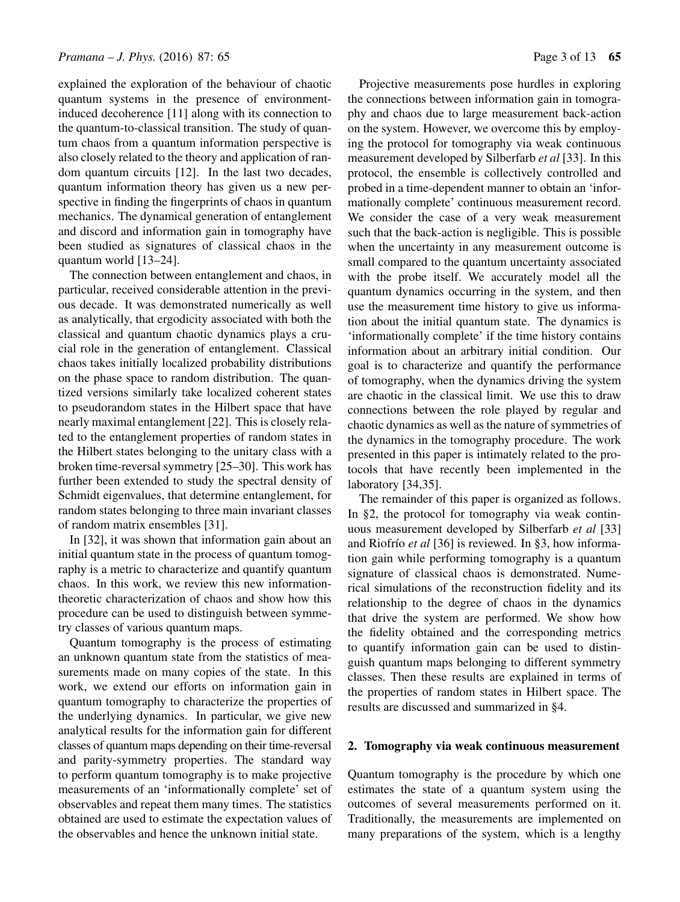explained the exploration of the behaviour of chaotic quantum systems in the presence of environment-induced decoherence [11] along with its connection to the quantum-to-classical transition. The study of quantum chaos from a quantum information perspective is also closely related to the theory and application of random quantum circuits [12]. In the last two decades, quantum information theory has given us a new perspective in finding the fingerprints of chaos in quantum mechanics. The dynamical generation of entanglement and discord and information gain in tomography have been studied as signatures of classical chaos in the quantum world [13–24].

The connection between entanglement and chaos, in particular, received considerable attention in the previous decade. It was demonstrated numerically as well as analytically, that ergodicity associated with both the classical and quantum chaotic dynamics plays a crucial role in the generation of entanglement. Classical chaos takes initially localized probability distributions on the phase space to random distribution. The quantized versions similarly take localized coherent states to pseudorandom states in the Hilbert space that have nearly maximal entanglement [22]. This is closely related to the entanglement properties of random states in the Hilbert states belonging to the unitary class with a broken time-reversal symmetry [25–30]. This work has further been extended to study the spectral density of Schmidt eigenvalues, that determine entanglement, for random states belonging to three main invariant classes of random matrix ensembles [31].

In [32], it was shown that information gain about an initial quantum state in the process of quantum tomography is a metric to characterize and quantify quantum chaos. In this work, we review this new information-theoretic characterization of chaos and show how this procedure can be used to distinguish between symmetry classes of various quantum maps.

Quantum tomography is the process of estimating an unknown quantum state from the statistics of measurements made on many copies of the state. In this work, we extend our efforts on information gain in quantum tomography to characterize the properties of the underlying dynamics. In particular, we give new analytical results for the information gain for different classes of quantum maps depending on their time-reversal and parity-symmetry properties. The standard way to perform quantum tomography is to make projective measurements of an 'informationally complete' set of observables and repeat them many times. The statistics obtained are used to estimate the expectation values of the observables and hence the unknown initial state.

Projective measurements pose hurdles in exploring the connections between information gain in tomography and chaos due to large measurement back-action on the system. However, we overcome this by employing the protocol for tomography via weak continuous measurement developed by Silberfarb *et al* [33]. In this protocol, the ensemble is collectively controlled and probed in a time-dependent manner to obtain an 'informationally complete' continuous measurement record. We consider the case of a very weak measurement such that the back-action is negligible. This is possible when the uncertainty in any measurement outcome is small compared to the quantum uncertainty associated with the probe itself. We accurately model all the quantum dynamics occurring in the system, and then use the measurement time history to give us information about the initial quantum state. The dynamics is 'informationally complete' if the time history contains information about an arbitrary initial condition. Our goal is to characterize and quantify the performance of tomography, when the dynamics driving the system are chaotic in the classical limit. We use this to draw connections between the role played by regular and chaotic dynamics as well as the nature of symmetries of the dynamics in the tomography procedure. The work presented in this paper is intimately related to the protocols that have recently been implemented in the laboratory [34,35].

The remainder of this paper is organized as follows. In §2, the protocol for tomography via weak continuous measurement developed by Silberfarb *et al* [33] and Riofrío *et al* [36] is reviewed. In §3, how information gain while performing tomography is a quantum signature of classical chaos is demonstrated. Numerical simulations of the reconstruction fidelity and its relationship to the degree of chaos in the dynamics that drive the system are performed. We show how the fidelity obtained and the corresponding metrics to quantify information gain can be used to distinguish quantum maps belonging to different symmetry classes. Then these results are explained in terms of the properties of random states in Hilbert space. The results are discussed and summarized in §4.

## 2. Tomography via weak continuous measurement

Quantum tomography is the procedure by which one estimates the state of a quantum system using the outcomes of several measurements performed on it. Traditionally, the measurements are implemented on many preparations of the system, which is a lengthy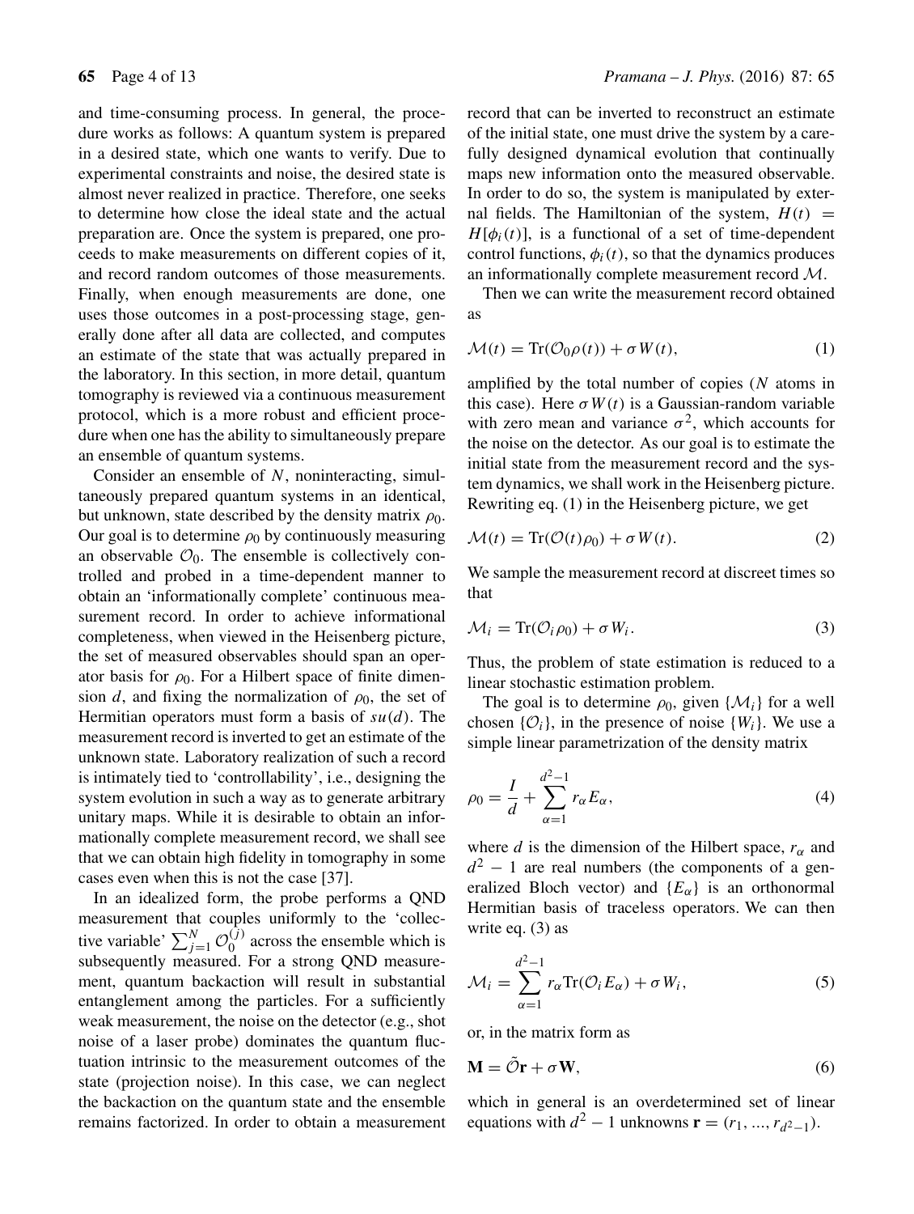and time-consuming process. In general, the procedure works as follows: A quantum system is prepared in a desired state, which one wants to verify. Due to experimental constraints and noise, the desired state is almost never realized in practice. Therefore, one seeks to determine how close the ideal state and the actual preparation are. Once the system is prepared, one proceeds to make measurements on different copies of it, and record random outcomes of those measurements. Finally, when enough measurements are done, one uses those outcomes in a post-processing stage, generally done after all data are collected, and computes an estimate of the state that was actually prepared in the laboratory. In this section, in more detail, quantum tomography is reviewed via a continuous measurement protocol, which is a more robust and efficient procedure when one has the ability to simultaneously prepare an ensemble of quantum systems.

Consider an ensemble of $N$, noninteracting, simultaneously prepared quantum systems in an identical, but unknown, state described by the density matrix $\rho_0$. Our goal is to determine $\rho_0$ by continuously measuring an observable $\mathcal{O}_0$. The ensemble is collectively controlled and probed in a time-dependent manner to obtain an 'informationally complete' continuous measurement record. In order to achieve informational completeness, when viewed in the Heisenberg picture, the set of measured observables should span an operator basis for $\rho_0$. For a Hilbert space of finite dimension $d$, and fixing the normalization of $\rho_0$, the set of Hermitian operators must form a basis of $su(d)$. The measurement record is inverted to get an estimate of the unknown state. Laboratory realization of such a record is intimately tied to 'controllability', i.e., designing the system evolution in such a way as to generate arbitrary unitary maps. While it is desirable to obtain an informationally complete measurement record, we shall see that we can obtain high fidelity in tomography in some cases even when this is not the case [37].

In an idealized form, the probe performs a QND measurement that couples uniformly to the 'collective variable' $\sum_{j=1}^{N} \mathcal{O}_0^{(j)}$ across the ensemble which is subsequently measured. For a strong QND measurement, quantum backaction will result in substantial entanglement among the particles. For a sufficiently weak measurement, the noise on the detector (e.g., shot noise of a laser probe) dominates the quantum fluctuation intrinsic to the measurement outcomes of the state (projection noise). In this case, we can neglect the backaction on the quantum state and the ensemble remains factorized. In order to obtain a measurement record that can be inverted to reconstruct an estimate of the initial state, one must drive the system by a carefully designed dynamical evolution that continually maps new information onto the measured observable. In order to do so, the system is manipulated by external fields. The Hamiltonian of the system, $H(t) = H[\phi_i(t)]$, is a functional of a set of time-dependent control functions, $\phi_i(t)$, so that the dynamics produces an informationally complete measurement record $\mathcal{M}$.

Then we can write the measurement record obtained as

$$\mathcal{M}(t) = \mathrm{Tr}(\mathcal{O}_0 \rho(t)) + \sigma W(t), \tag{1}$$

amplified by the total number of copies ($N$ atoms in this case). Here $\sigma W(t)$ is a Gaussian-random variable with zero mean and variance $\sigma^2$, which accounts for the noise on the detector. As our goal is to estimate the initial state from the measurement record and the system dynamics, we shall work in the Heisenberg picture. Rewriting eq. (1) in the Heisenberg picture, we get

$$\mathcal{M}(t) = \mathrm{Tr}(\mathcal{O}(t)\rho_0) + \sigma W(t). \tag{2}$$

We sample the measurement record at discreet times so that

$$\mathcal{M}_i = \mathrm{Tr}(\mathcal{O}_i \rho_0) + \sigma W_i. \tag{3}$$

Thus, the problem of state estimation is reduced to a linear stochastic estimation problem.

The goal is to determine $\rho_0$, given $\{\mathcal{M}_i\}$ for a well chosen $\{\mathcal{O}_i\}$, in the presence of noise $\{W_i\}$. We use a simple linear parametrization of the density matrix

$$\rho_0 = \frac{I}{d} + \sum_{\alpha=1}^{d^2-1} r_\alpha E_\alpha, \tag{4}$$

where $d$ is the dimension of the Hilbert space, $r_\alpha$ and $d^2 - 1$ are real numbers (the components of a generalized Bloch vector) and $\{E_\alpha\}$ is an orthonormal Hermitian basis of traceless operators. We can then write eq. (3) as

$$\mathcal{M}_i = \sum_{\alpha=1}^{d^2-1} r_\alpha \mathrm{Tr}(\mathcal{O}_i E_\alpha) + \sigma W_i, \tag{5}$$

or, in the matrix form as

$$\mathbf{M} = \tilde{\mathcal{O}}\mathbf{r} + \sigma \mathbf{W}, \tag{6}$$

which in general is an overdetermined set of linear equations with $d^2 - 1$ unknowns $\mathbf{r} = (r_1, ..., r_{d^2-1})$.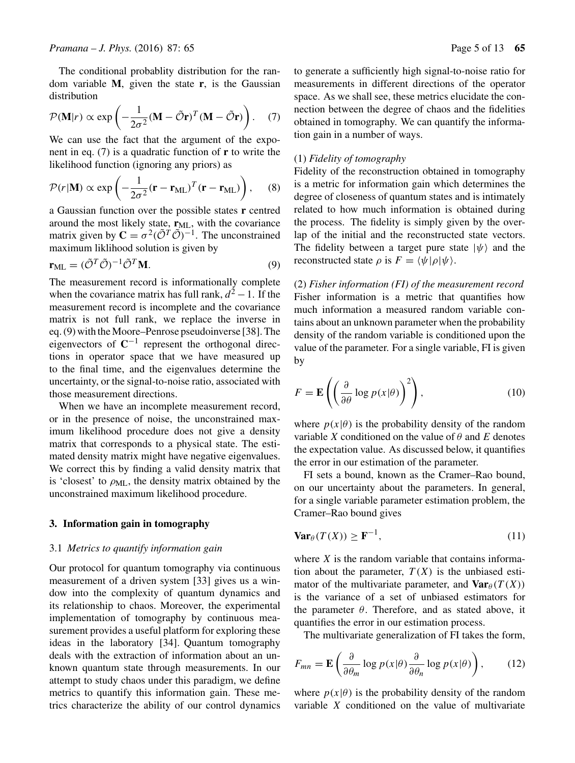The conditional probablity distribution for the random variable $\mathbf{M}$, given the state $\mathbf{r}$, is the Gaussian distribution

$$\mathcal{P}(\mathbf{M}|r) \propto \exp\left(-\frac{1}{2\sigma^2}(\mathbf{M}-\tilde{\mathcal{O}}\mathbf{r})^T(\mathbf{M}-\tilde{\mathcal{O}}\mathbf{r})\right). \quad (7)$$

We can use the fact that the argument of the exponent in eq. (7) is a quadratic function of $\mathbf{r}$ to write the likelihood function (ignoring any priors) as

$$\mathcal{P}(r|\mathbf{M}) \propto \exp\left(-\frac{1}{2\sigma^2}(\mathbf{r}-\mathbf{r}_{\text{ML}})^T(\mathbf{r}-\mathbf{r}_{\text{ML}})\right), \quad (8)$$

a Gaussian function over the possible states $\mathbf{r}$ centred around the most likely state, $\mathbf{r}_{\text{ML}}$, with the covariance matrix given by $\mathbf{C} = \sigma^2(\tilde{\mathcal{O}}^T\tilde{\mathcal{O}})^{-1}$. The unconstrained maximum liklihood solution is given by

$$\mathbf{r}_{\text{ML}} = (\tilde{\mathcal{O}}^T\tilde{\mathcal{O}})^{-1}\tilde{\mathcal{O}}^T\mathbf{M}. \quad (9)$$

The measurement record is informationally complete when the covariance matrix has full rank, $d^2-1$. If the measurement record is incomplete and the covariance matrix is not full rank, we replace the inverse in eq. (9) with the Moore–Penrose pseudoinverse [38]. The eigenvectors of $\mathbf{C}^{-1}$ represent the orthogonal directions in operator space that we have measured up to the final time, and the eigenvalues determine the uncertainty, or the signal-to-noise ratio, associated with those measurement directions.

When we have an incomplete measurement record, or in the presence of noise, the unconstrained maximum likelihood procedure does not give a density matrix that corresponds to a physical state. The estimated density matrix might have negative eigenvalues. We correct this by finding a valid density matrix that is 'closest' to $\rho_{\text{ML}}$, the density matrix obtained by the unconstrained maximum likelihood procedure.

## 3. Information gain in tomography

### 3.1 *Metrics to quantify information gain*

Our protocol for quantum tomography via continuous measurement of a driven system [33] gives us a window into the complexity of quantum dynamics and its relationship to chaos. Moreover, the experimental implementation of tomography by continuous measurement provides a useful platform for exploring these ideas in the laboratory [34]. Quantum tomography deals with the extraction of information about an unknown quantum state through measurements. In our attempt to study chaos under this paradigm, we define metrics to quantify this information gain. These metrics characterize the ability of our control dynamics to generate a sufficiently high signal-to-noise ratio for measurements in different directions of the operator space. As we shall see, these metrics elucidate the connection between the degree of chaos and the fidelities obtained in tomography. We can quantify the information gain in a number of ways.

(1) *Fidelity of tomography*
Fidelity of the reconstruction obtained in tomography is a metric for information gain which determines the degree of closeness of quantum states and is intimately related to how much information is obtained during the process. The fidelity is simply given by the overlap of the initial and the reconstructed state vectors. The fidelity between a target pure state $|\psi\rangle$ and the reconstructed state $\rho$ is $F = \langle\psi|\rho|\psi\rangle$.

(2) *Fisher information (FI) of the measurement record*
Fisher information is a metric that quantifies how much information a measured random variable contains about an unknown parameter when the probability density of the random variable is conditioned upon the value of the parameter. For a single variable, FI is given by

$$F = \mathbf{E}\left(\left(\frac{\partial}{\partial\theta}\log p(x|\theta)\right)^2\right), \quad (10)$$

where $p(x|\theta)$ is the probability density of the random variable $X$ conditioned on the value of $\theta$ and $E$ denotes the expectation value. As discussed below, it quantifies the error in our estimation of the parameter.

FI sets a bound, known as the Cramer–Rao bound, on our uncertainty about the parameters. In general, for a single variable parameter estimation problem, the Cramer–Rao bound gives

$$\mathbf{Var}_\theta(T(X)) \geq \mathbf{F}^{-1}, \quad (11)$$

where $X$ is the random variable that contains information about the parameter, $T(X)$ is the unbiased estimator of the multivariate parameter, and $\mathbf{Var}_\theta(T(X))$ is the variance of a set of unbiased estimators for the parameter $\theta$. Therefore, and as stated above, it quantifies the error in our estimation process.

The multivariate generalization of FI takes the form,

$$F_{mn} = \mathbf{E}\left(\frac{\partial}{\partial\theta_m}\log p(x|\theta)\frac{\partial}{\partial\theta_n}\log p(x|\theta)\right), \quad (12)$$

where $p(x|\theta)$ is the probability density of the random variable $X$ conditioned on the value of multivariate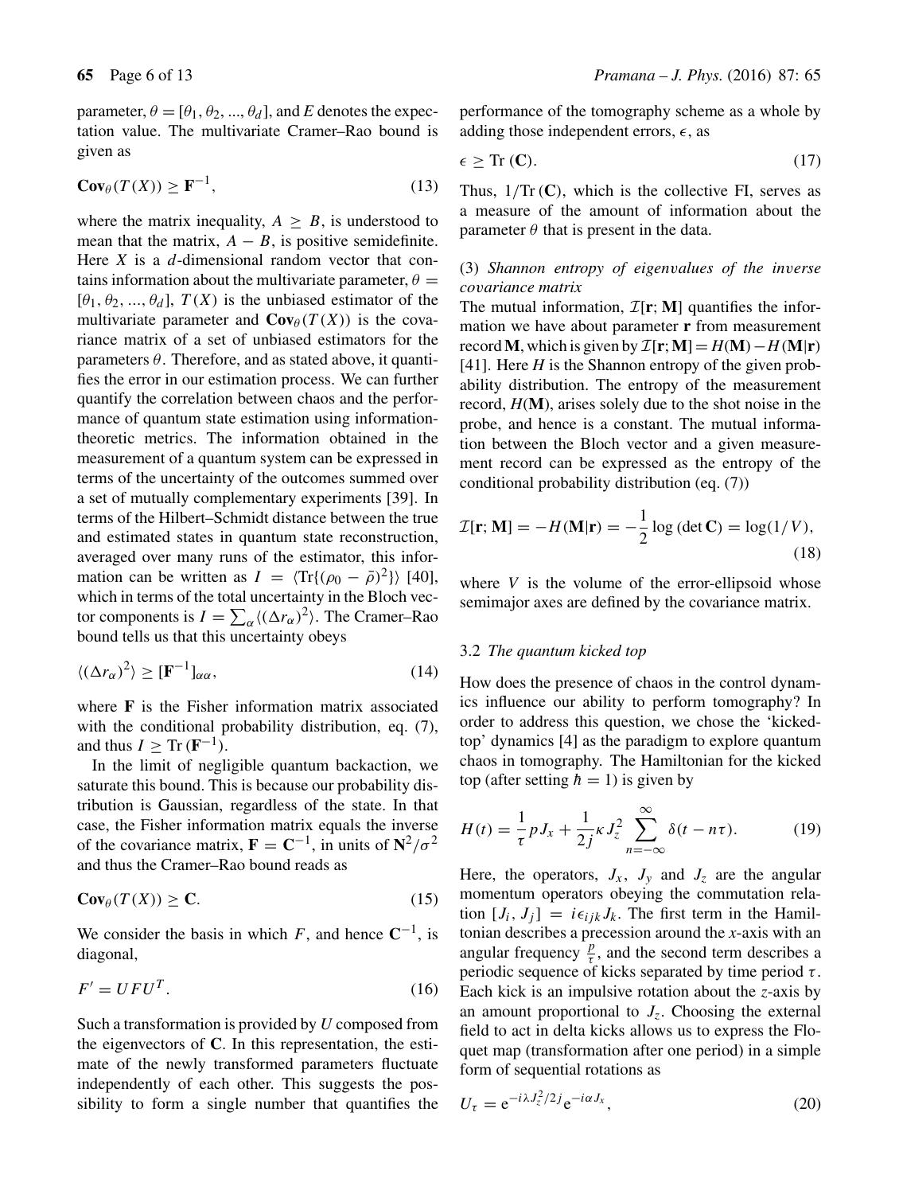parameter, $\theta = [\theta_1, \theta_2, ..., \theta_d]$, and $E$ denotes the expectation value. The multivariate Cramer–Rao bound is given as

$$\mathbf{Cov}_\theta(T(X)) \geq \mathbf{F}^{-1}, \tag{13}$$

where the matrix inequality, $A \geq B$, is understood to mean that the matrix, $A - B$, is positive semidefinite. Here $X$ is a $d$-dimensional random vector that contains information about the multivariate parameter, $\theta = [\theta_1, \theta_2, ..., \theta_d]$, $T(X)$ is the unbiased estimator of the multivariate parameter and $\mathbf{Cov}_\theta(T(X))$ is the covariance matrix of a set of unbiased estimators for the parameters $\theta$. Therefore, and as stated above, it quantifies the error in our estimation process. We can further quantify the correlation between chaos and the performance of quantum state estimation using information-theoretic metrics. The information obtained in the measurement of a quantum system can be expressed in terms of the uncertainty of the outcomes summed over a set of mutually complementary experiments [39]. In terms of the Hilbert–Schmidt distance between the true and estimated states in quantum state reconstruction, averaged over many runs of the estimator, this information can be written as $I = \langle \mathrm{Tr}\{(\rho_0 - \bar{\rho})^2\} \rangle$ [40], which in terms of the total uncertainty in the Bloch vector components is $I = \sum_\alpha \langle (\Delta r_\alpha)^2 \rangle$. The Cramer–Rao bound tells us that this uncertainty obeys

$$\langle (\Delta r_\alpha)^2 \rangle \geq [\mathbf{F}^{-1}]_{\alpha\alpha}, \tag{14}$$

where $\mathbf{F}$ is the Fisher information matrix associated with the conditional probability distribution, eq. (7), and thus $I \geq \mathrm{Tr}\,(\mathbf{F}^{-1})$.

In the limit of negligible quantum backaction, we saturate this bound. This is because our probability distribution is Gaussian, regardless of the state. In that case, the Fisher information matrix equals the inverse of the covariance matrix, $\mathbf{F} = \mathbf{C}^{-1}$, in units of $\mathbf{N}^2/\sigma^2$ and thus the Cramer–Rao bound reads as

$$\mathbf{Cov}_\theta(T(X)) \geq \mathbf{C}. \tag{15}$$

We consider the basis in which $F$, and hence $\mathbf{C}^{-1}$, is diagonal,

$$F' = UFU^T. \tag{16}$$

Such a transformation is provided by $U$ composed from the eigenvectors of $\mathbf{C}$. In this representation, the estimate of the newly transformed parameters fluctuate independently of each other. This suggests the possibility to form a single number that quantifies the performance of the tomography scheme as a whole by adding those independent errors, $\epsilon$, as

$$\epsilon \geq \mathrm{Tr}\,(\mathbf{C}). \tag{17}$$

Thus, $1/\mathrm{Tr}\,(\mathbf{C})$, which is the collective FI, serves as a measure of the amount of information about the parameter $\theta$ that is present in the data.

(3) *Shannon entropy of eigenvalues of the inverse covariance matrix*

The mutual information, $\mathcal{I}[\mathbf{r}; \mathbf{M}]$ quantifies the information we have about parameter $\mathbf{r}$ from measurement record $\mathbf{M}$, which is given by $\mathcal{I}[\mathbf{r}; \mathbf{M}] = H(\mathbf{M}) - H(\mathbf{M}|\mathbf{r})$ [41]. Here $H$ is the Shannon entropy of the given probability distribution. The entropy of the measurement record, $H(\mathbf{M})$, arises solely due to the shot noise in the probe, and hence is a constant. The mutual information between the Bloch vector and a given measurement record can be expressed as the entropy of the conditional probability distribution (eq. (7))

$$\mathcal{I}[\mathbf{r}; \mathbf{M}] = -H(\mathbf{M}|\mathbf{r}) = -\frac{1}{2}\log(\det \mathbf{C}) = \log(1/V), \tag{18}$$

where $V$ is the volume of the error-ellipsoid whose semimajor axes are defined by the covariance matrix.

### 3.2 *The quantum kicked top*

How does the presence of chaos in the control dynamics influence our ability to perform tomography? In order to address this question, we chose the 'kicked-top' dynamics [4] as the paradigm to explore quantum chaos in tomography. The Hamiltonian for the kicked top (after setting $\hbar = 1$) is given by

$$H(t) = \frac{1}{\tau} p J_x + \frac{1}{2j} \kappa J_z^2 \sum_{n=-\infty}^{\infty} \delta(t - n\tau). \tag{19}$$

Here, the operators, $J_x$, $J_y$ and $J_z$ are the angular momentum operators obeying the commutation relation $[J_i, J_j] = i\epsilon_{ijk} J_k$. The first term in the Hamiltonian describes a precession around the $x$-axis with an angular frequency $\frac{p}{\tau}$, and the second term describes a periodic sequence of kicks separated by time period $\tau$. Each kick is an impulsive rotation about the $z$-axis by an amount proportional to $J_z$. Choosing the external field to act in delta kicks allows us to express the Floquet map (transformation after one period) in a simple form of sequential rotations as

$$U_\tau = \mathrm{e}^{-i\lambda J_z^2/2j} \mathrm{e}^{-i\alpha J_x}, \tag{20}$$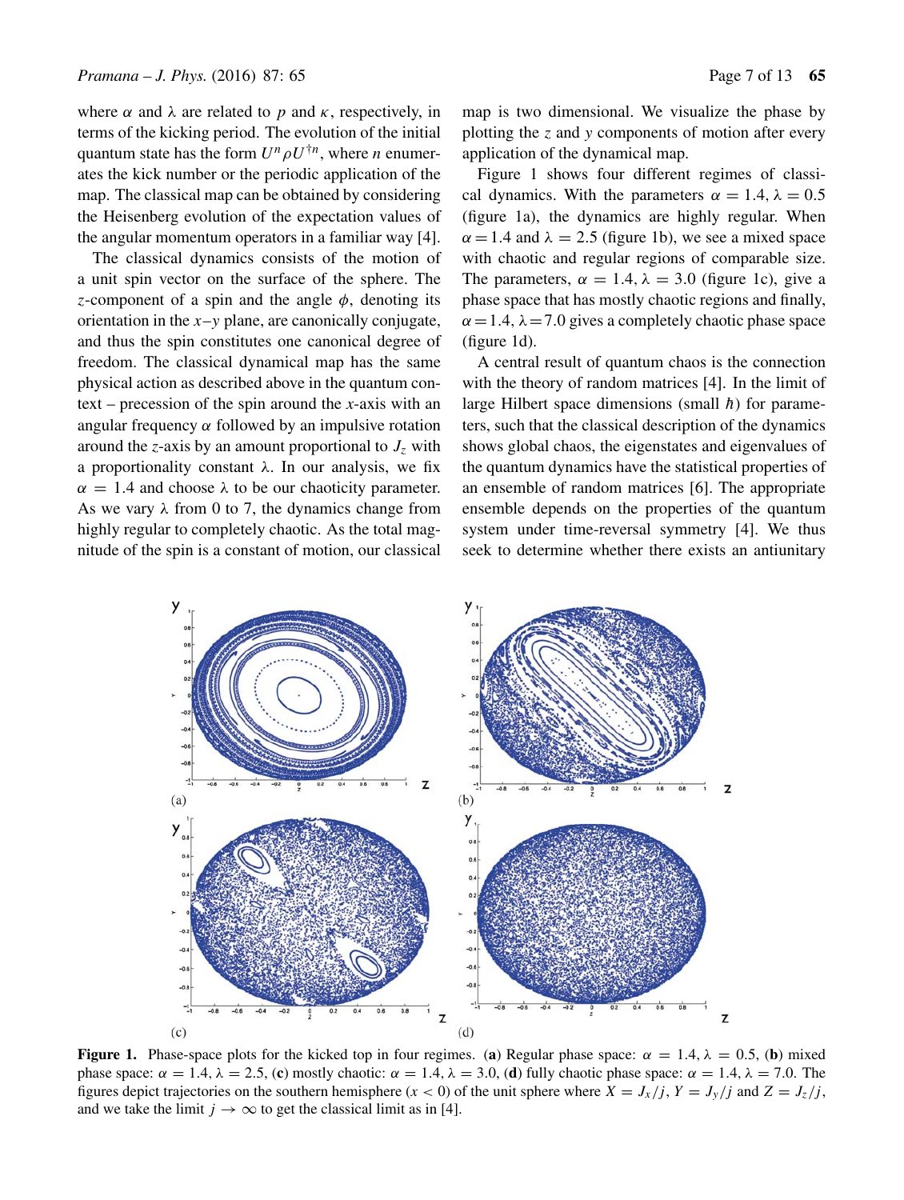where $\alpha$ and $\lambda$ are related to $p$ and $\kappa$, respectively, in terms of the kicking period. The evolution of the initial quantum state has the form $U^n \rho U^{\dagger n}$, where $n$ enumerates the kick number or the periodic application of the map. The classical map can be obtained by considering the Heisenberg evolution of the expectation values of the angular momentum operators in a familiar way [4].

The classical dynamics consists of the motion of a unit spin vector on the surface of the sphere. The $z$-component of a spin and the angle $\phi$, denoting its orientation in the $x$–$y$ plane, are canonically conjugate, and thus the spin constitutes one canonical degree of freedom. The classical dynamical map has the same physical action as described above in the quantum context – precession of the spin around the $x$-axis with an angular frequency $\alpha$ followed by an impulsive rotation around the $z$-axis by an amount proportional to $J_z$ with a proportionality constant $\lambda$. In our analysis, we fix $\alpha = 1.4$ and choose $\lambda$ to be our chaoticity parameter. As we vary $\lambda$ from 0 to 7, the dynamics change from highly regular to completely chaotic. As the total magnitude of the spin is a constant of motion, our classical map is two dimensional. We visualize the phase by plotting the $z$ and $y$ components of motion after every application of the dynamical map.

Figure 1 shows four different regimes of classical dynamics. With the parameters $\alpha = 1.4$, $\lambda = 0.5$ (figure 1a), the dynamics are highly regular. When $\alpha = 1.4$ and $\lambda = 2.5$ (figure 1b), we see a mixed space with chaotic and regular regions of comparable size. The parameters, $\alpha = 1.4$, $\lambda = 3.0$ (figure 1c), give a phase space that has mostly chaotic regions and finally, $\alpha = 1.4$, $\lambda = 7.0$ gives a completely chaotic phase space (figure 1d).

A central result of quantum chaos is the connection with the theory of random matrices [4]. In the limit of large Hilbert space dimensions (small $\hbar$) for parameters, such that the classical description of the dynamics shows global chaos, the eigenstates and eigenvalues of the quantum dynamics have the statistical properties of an ensemble of random matrices [6]. The appropriate ensemble depends on the properties of the quantum system under time-reversal symmetry [4]. We thus seek to determine whether there exists an antiunitary

**Figure 1.** Phase-space plots for the kicked top in four regimes. (**a**) Regular phase space: $\alpha = 1.4$, $\lambda = 0.5$, (**b**) mixed phase space: $\alpha = 1.4$, $\lambda = 2.5$, (**c**) mostly chaotic: $\alpha = 1.4$, $\lambda = 3.0$, (**d**) fully chaotic phase space: $\alpha = 1.4$, $\lambda = 7.0$. The figures depict trajectories on the southern hemisphere ($x < 0$) of the unit sphere where $X = J_x/j$, $Y = J_y/j$ and $Z = J_z/j$, and we take the limit $j \rightarrow \infty$ to get the classical limit as in [4].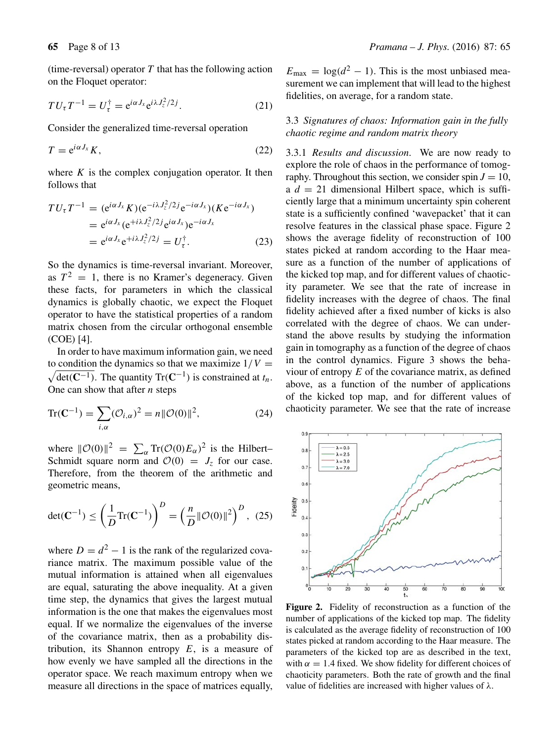(time-reversal) operator $T$ that has the following action on the Floquet operator:

$$TU_\tau T^{-1} = U_\tau^\dagger = e^{i\alpha J_x} e^{i\lambda J_z^2/2j}. \quad (21)$$

Consider the generalized time-reversal operation

$$T = e^{i\alpha J_x} K, \quad (22)$$

where $K$ is the complex conjugation operator. It then follows that

$$\begin{aligned} TU_\tau T^{-1} &= (e^{i\alpha J_x} K)(e^{-i\lambda J_z^2/2j} e^{-i\alpha J_x})(K e^{-i\alpha J_x}) \\ &= e^{i\alpha J_x}(e^{+i\lambda J_z^2/2j} e^{i\alpha J_x}) e^{-i\alpha J_x} \\ &= e^{i\alpha J_x} e^{+i\lambda J_z^2/2j} = U_\tau^\dagger. \end{aligned} \quad (23)$$

So the dynamics is time-reversal invariant. Moreover, as $T^2 = 1$, there is no Kramer's degeneracy. Given these facts, for parameters in which the classical dynamics is globally chaotic, we expect the Floquet operator to have the statistical properties of a random matrix chosen from the circular orthogonal ensemble (COE) [4].

In order to have maximum information gain, we need to condition the dynamics so that we maximize $1/V = \sqrt{\det(\mathbf{C}^{-1})}$. The quantity $\mathrm{Tr}(\mathbf{C}^{-1})$ is constrained at $t_n$. One can show that after $n$ steps

$$\mathrm{Tr}(\mathbf{C}^{-1}) = \sum_{i,\alpha} (\mathcal{O}_{i,\alpha})^2 = n\|\mathcal{O}(0)\|^2, \quad (24)$$

where $\|\mathcal{O}(0)\|^2 = \sum_\alpha \mathrm{Tr}(\mathcal{O}(0)E_\alpha)^2$ is the Hilbert–Schmidt square norm and $\mathcal{O}(0) = J_z$ for our case. Therefore, from the theorem of the arithmetic and geometric means,

$$\det(\mathbf{C}^{-1}) \leq \left(\frac{1}{D}\mathrm{Tr}(\mathbf{C}^{-1})\right)^D = \left(\frac{n}{D}\|\mathcal{O}(0)\|^2\right)^D, \quad (25)$$

where $D = d^2 - 1$ is the rank of the regularized covariance matrix. The maximum possible value of the mutual information is attained when all eigenvalues are equal, saturating the above inequality. At a given time step, the dynamics that gives the largest mutual information is the one that makes the eigenvalues most equal. If we normalize the eigenvalues of the inverse of the covariance matrix, then as a probability distribution, its Shannon entropy $E$, is a measure of how evenly we have sampled all the directions in the operator space. We reach maximum entropy when we measure all directions in the space of matrices equally, $E_{\max} = \log(d^2 - 1)$. This is the most unbiased measurement we can implement that will lead to the highest fidelities, on average, for a random state.

### 3.3 *Signatures of chaos: Information gain in the fully chaotic regime and random matrix theory*

3.3.1 *Results and discussion.* We are now ready to explore the role of chaos in the performance of tomography. Throughout this section, we consider spin $J = 10$, a $d = 21$ dimensional Hilbert space, which is sufficiently large that a minimum uncertainty spin coherent state is a sufficiently confined 'wavepacket' that it can resolve features in the classical phase space. Figure 2 shows the average fidelity of reconstruction of 100 states picked at random according to the Haar measure as a function of the number of applications of the kicked top map, and for different values of chaoticity parameter. We see that the rate of increase in fidelity increases with the degree of chaos. The final fidelity achieved after a fixed number of kicks is also correlated with the degree of chaos. We can understand the above results by studying the information gain in tomography as a function of the degree of chaos in the control dynamics. Figure 3 shows the behaviour of entropy $E$ of the covariance matrix, as defined above, as a function of the number of applications of the kicked top map, and for different values of chaoticity parameter. We see that the rate of increase

**Figure 2.** Fidelity of reconstruction as a function of the number of applications of the kicked top map. The fidelity is calculated as the average fidelity of reconstruction of 100 states picked at random according to the Haar measure. The parameters of the kicked top are as described in the text, with $\alpha = 1.4$ fixed. We show fidelity for different choices of chaoticity parameters. Both the rate of growth and the final value of fidelities are increased with higher values of $\lambda$.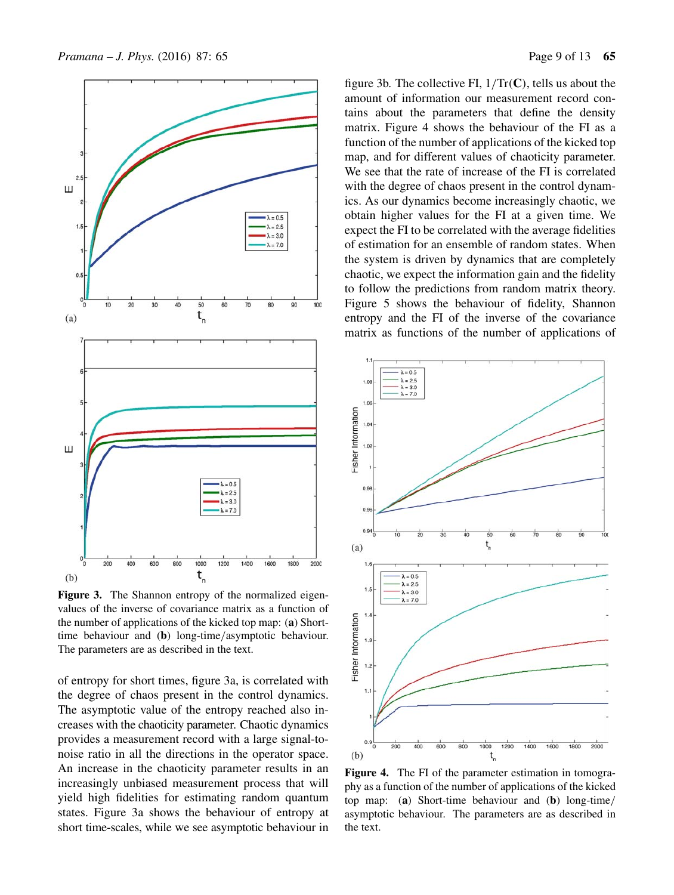**Figure 3.** The Shannon entropy of the normalized eigenvalues of the inverse of covariance matrix as a function of the number of applications of the kicked top map: (**a**) Short-time behaviour and (**b**) long-time/asymptotic behaviour. The parameters are as described in the text.

of entropy for short times, figure 3a, is correlated with the degree of chaos present in the control dynamics. The asymptotic value of the entropy reached also increases with the chaoticity parameter. Chaotic dynamics provides a measurement record with a large signal-to-noise ratio in all the directions in the operator space. An increase in the chaoticity parameter results in an increasingly unbiased measurement process that will yield high fidelities for estimating random quantum states. Figure 3a shows the behaviour of entropy at short time-scales, while we see asymptotic behaviour in figure 3b. The collective FI, $1/\mathrm{Tr}(\mathbf{C})$, tells us about the amount of information our measurement record contains about the parameters that define the density matrix. Figure 4 shows the behaviour of the FI as a function of the number of applications of the kicked top map, and for different values of chaoticity parameter. We see that the rate of increase of the FI is correlated with the degree of chaos present in the control dynamics. As our dynamics become increasingly chaotic, we obtain higher values for the FI at a given time. We expect the FI to be correlated with the average fidelities of estimation for an ensemble of random states. When the system is driven by dynamics that are completely chaotic, we expect the information gain and the fidelity to follow the predictions from random matrix theory. Figure 5 shows the behaviour of fidelity, Shannon entropy and the FI of the inverse of the covariance matrix as functions of the number of applications of

**Figure 4.** The FI of the parameter estimation in tomography as a function of the number of applications of the kicked top map: (**a**) Short-time behaviour and (**b**) long-time/asymptotic behaviour. The parameters are as described in the text.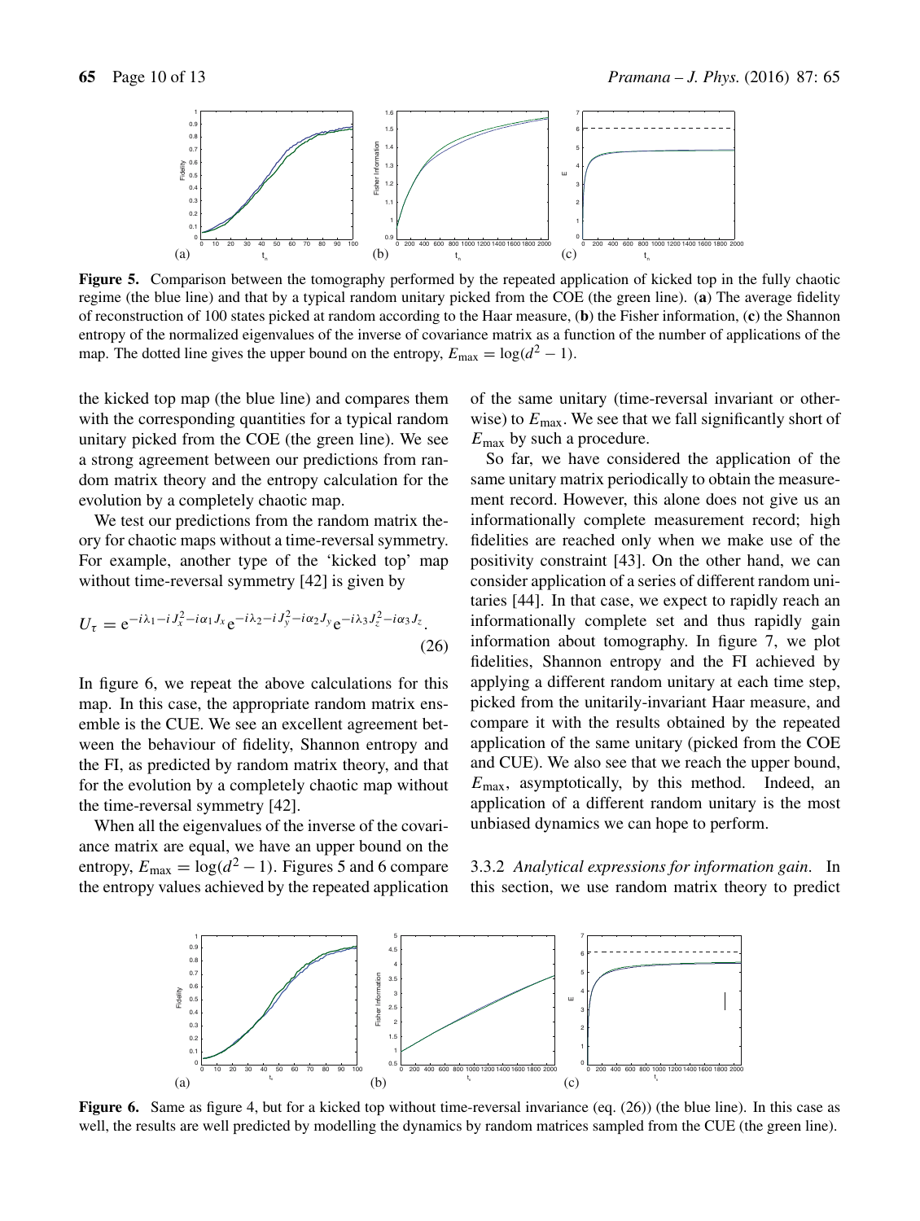**Figure 5.** Comparison between the tomography performed by the repeated application of kicked top in the fully chaotic regime (the blue line) and that by a typical random unitary picked from the COE (the green line). (**a**) The average fidelity of reconstruction of 100 states picked at random according to the Haar measure, (**b**) the Fisher information, (**c**) the Shannon entropy of the normalized eigenvalues of the inverse of covariance matrix as a function of the number of applications of the map. The dotted line gives the upper bound on the entropy, $E_{\max} = \log(d^2 - 1)$.

the kicked top map (the blue line) and compares them with the corresponding quantities for a typical random unitary picked from the COE (the green line). We see a strong agreement between our predictions from random matrix theory and the entropy calculation for the evolution by a completely chaotic map.

We test our predictions from the random matrix theory for chaotic maps without a time-reversal symmetry. For example, another type of the 'kicked top' map without time-reversal symmetry [42] is given by

$$U_\tau = \mathrm{e}^{-i\lambda_1 - i J_x^2 - i\alpha_1 J_x} \mathrm{e}^{-i\lambda_2 - i J_y^2 - i\alpha_2 J_y} \mathrm{e}^{-i\lambda_3 J_z^2 - i\alpha_3 J_z}. \tag{26}$$

In figure 6, we repeat the above calculations for this map. In this case, the appropriate random matrix ensemble is the CUE. We see an excellent agreement between the behaviour of fidelity, Shannon entropy and the FI, as predicted by random matrix theory, and that for the evolution by a completely chaotic map without the time-reversal symmetry [42].

When all the eigenvalues of the inverse of the covariance matrix are equal, we have an upper bound on the entropy, $E_{\max} = \log(d^2 - 1)$. Figures 5 and 6 compare the entropy values achieved by the repeated application of the same unitary (time-reversal invariant or otherwise) to $E_{\max}$. We see that we fall significantly short of $E_{\max}$ by such a procedure.

So far, we have considered the application of the same unitary matrix periodically to obtain the measurement record. However, this alone does not give us an informationally complete measurement record; high fidelities are reached only when we make use of the positivity constraint [43]. On the other hand, we can consider application of a series of different random unitaries [44]. In that case, we expect to rapidly reach an informationally complete set and thus rapidly gain information about tomography. In figure 7, we plot fidelities, Shannon entropy and the FI achieved by applying a different random unitary at each time step, picked from the unitarily-invariant Haar measure, and compare it with the results obtained by the repeated application of the same unitary (picked from the COE and CUE). We also see that we reach the upper bound, $E_{\max}$, asymptotically, by this method. Indeed, an application of a different random unitary is the most unbiased dynamics we can hope to perform.

3.3.2 *Analytical expressions for information gain*. In this section, we use random matrix theory to predict

**Figure 6.** Same as figure 4, but for a kicked top without time-reversal invariance (eq. (26)) (the blue line). In this case as well, the results are well predicted by modelling the dynamics by random matrices sampled from the CUE (the green line).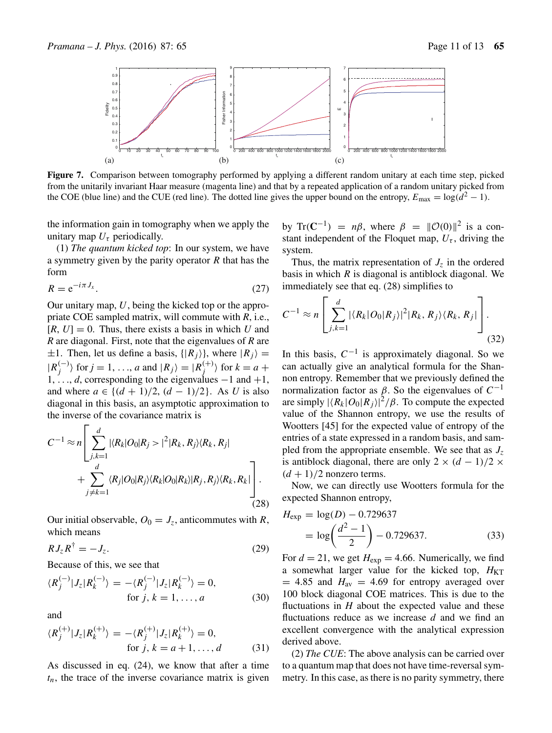**Figure 7.** Comparison between tomography performed by applying a different random unitary at each time step, picked from the unitarily invariant Haar measure (magenta line) and that by a repeated application of a random unitary picked from the COE (blue line) and the CUE (red line). The dotted line gives the upper bound on the entropy, $E_{\max} = \log(d^2 - 1)$.

the information gain in tomography when we apply the unitary map $U_\tau$ periodically.

(1) *The quantum kicked top*: In our system, we have a symmetry given by the parity operator $R$ that has the form

$$R = \mathrm{e}^{-i\pi J_x}. \tag{27}$$

Our unitary map, $U$, being the kicked top or the appropriate COE sampled matrix, will commute with $R$, i.e., $[R, U] = 0$. Thus, there exists a basis in which $U$ and $R$ are diagonal. First, note that the eigenvalues of $R$ are $\pm 1$. Then, let us define a basis, $\{|R_j\rangle\}$, where $|R_j\rangle = |R_j^{(-)}\rangle$ for $j = 1, \ldots, a$ and $|R_j\rangle = |R_j^{(+)}\rangle$ for $k = a + 1, \ldots, d$, corresponding to the eigenvalues $-1$ and $+1$, and where $a \in \{(d+1)/2, (d-1)/2\}$. As $U$ is also diagonal in this basis, an asymptotic approximation to the inverse of the covariance matrix is

$$C^{-1} \approx n \left[ \sum_{j,k=1}^{d} |\langle R_k|O_0|R_j>|^2 |R_k, R_j\rangle\langle R_k, R_j| + \sum_{j \neq k=1}^{d} \langle R_j|O_0|R_j\rangle\langle R_k|O_0|R_k\rangle |R_j, R_j\rangle\langle R_k, R_k| \right]. \tag{28}$$

Our initial observable, $O_0 = J_z$, anticommutes with $R$, which means

$$R J_z R^\dagger = -J_z. \tag{29}$$

Because of this, we see that

$$\langle R_j^{(-)}|J_z|R_k^{(-)}\rangle = -\langle R_j^{(-)}|J_z|R_k^{(-)}\rangle = 0, \quad \text{for } j, k = 1, \ldots, a \tag{30}$$

and

$$\langle R_j^{(+)}|J_z|R_k^{(+)}\rangle = -\langle R_j^{(+)}|J_z|R_k^{(+)}\rangle = 0, \quad \text{for } j, k = a+1, \ldots, d \tag{31}$$

As discussed in eq. (24), we know that after a time $t_n$, the trace of the inverse covariance matrix is given by $\mathrm{Tr}(\mathbf{C}^{-1}) = n\beta$, where $\beta = \|\mathcal{O}(0)\|^2$ is a constant independent of the Floquet map, $U_\tau$, driving the system.

Thus, the matrix representation of $J_z$ in the ordered basis in which $R$ is diagonal is antiblock diagonal. We immediately see that eq. (28) simplifies to

$$C^{-1} \approx n \left[ \sum_{j,k=1}^{d} |\langle R_k|O_0|R_j\rangle|^2 |R_k, R_j\rangle\langle R_k, R_j| \right]. \tag{32}$$

In this basis, $C^{-1}$ is approximately diagonal. So we can actually give an analytical formula for the Shannon entropy. Remember that we previously defined the normalization factor as $\beta$. So the eigenvalues of $C^{-1}$ are simply $|\langle R_k|O_0|R_j\rangle|^2/\beta$. To compute the expected value of the Shannon entropy, we use the results of Wootters [45] for the expected value of entropy of the entries of a state expressed in a random basis, and sampled from the appropriate ensemble. We see that as $J_z$ is antiblock diagonal, there are only $2 \times (d-1)/2 \times (d+1)/2$ nonzero terms.

Now, we can directly use Wootters formula for the expected Shannon entropy,

$$\begin{aligned} H_{\exp} &= \log(D) - 0.729637 \\ &= \log\left(\frac{d^2 - 1}{2}\right) - 0.729637. \end{aligned} \tag{33}$$

For $d = 21$, we get $H_{\exp} = 4.66$. Numerically, we find a somewhat larger value for the kicked top, $H_{\mathrm{KT}} = 4.85$ and $H_{\mathrm{av}} = 4.69$ for entropy averaged over 100 block diagonal COE matrices. This is due to the fluctuations in $H$ about the expected value and these fluctuations reduce as we increase $d$ and we find an excellent convergence with the analytical expression derived above.

(2) *The CUE*: The above analysis can be carried over to a quantum map that does not have time-reversal symmetry. In this case, as there is no parity symmetry, there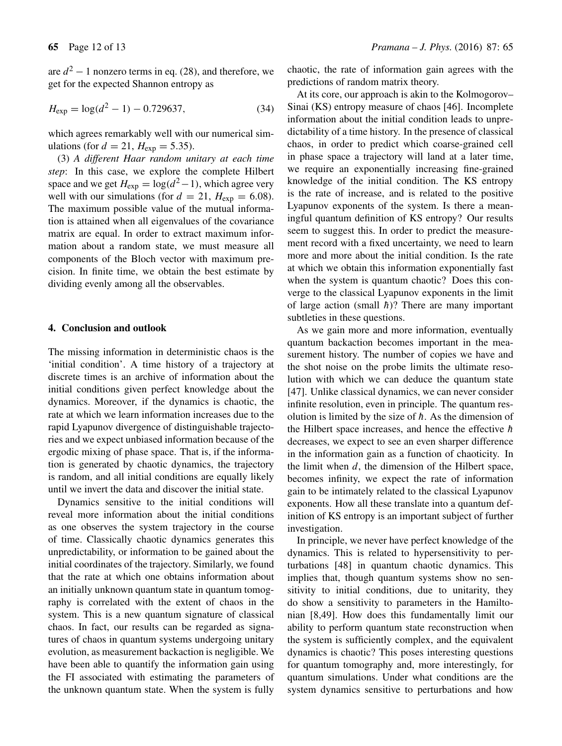are $d^2 - 1$ nonzero terms in eq. (28), and therefore, we get for the expected Shannon entropy as

$$H_{\text{exp}} = \log(d^2 - 1) - 0.729637, \tag{34}$$

which agrees remarkably well with our numerical simulations (for $d = 21$, $H_{\text{exp}} = 5.35$).

(3) *A different Haar random unitary at each time step*: In this case, we explore the complete Hilbert space and we get $H_{\text{exp}} = \log(d^2 - 1)$, which agree very well with our simulations (for $d = 21$, $H_{\text{exp}} = 6.08$). The maximum possible value of the mutual information is attained when all eigenvalues of the covariance matrix are equal. In order to extract maximum information about a random state, we must measure all components of the Bloch vector with maximum precision. In finite time, we obtain the best estimate by dividing evenly among all the observables.

## 4. Conclusion and outlook

The missing information in deterministic chaos is the 'initial condition'. A time history of a trajectory at discrete times is an archive of information about the initial conditions given perfect knowledge about the dynamics. Moreover, if the dynamics is chaotic, the rate at which we learn information increases due to the rapid Lyapunov divergence of distinguishable trajectories and we expect unbiased information because of the ergodic mixing of phase space. That is, if the information is generated by chaotic dynamics, the trajectory is random, and all initial conditions are equally likely until we invert the data and discover the initial state.

Dynamics sensitive to the initial conditions will reveal more information about the initial conditions as one observes the system trajectory in the course of time. Classically chaotic dynamics generates this unpredictability, or information to be gained about the initial coordinates of the trajectory. Similarly, we found that the rate at which one obtains information about an initially unknown quantum state in quantum tomography is correlated with the extent of chaos in the system. This is a new quantum signature of classical chaos. In fact, our results can be regarded as signatures of chaos in quantum systems undergoing unitary evolution, as measurement backaction is negligible. We have been able to quantify the information gain using the FI associated with estimating the parameters of the unknown quantum state. When the system is fully chaotic, the rate of information gain agrees with the predictions of random matrix theory.

At its core, our approach is akin to the Kolmogorov–Sinai (KS) entropy measure of chaos [46]. Incomplete information about the initial condition leads to unpredictability of a time history. In the presence of classical chaos, in order to predict which coarse-grained cell in phase space a trajectory will land at a later time, we require an exponentially increasing fine-grained knowledge of the initial condition. The KS entropy is the rate of increase, and is related to the positive Lyapunov exponents of the system. Is there a meaningful quantum definition of KS entropy? Our results seem to suggest this. In order to predict the measurement record with a fixed uncertainty, we need to learn more and more about the initial condition. Is the rate at which we obtain this information exponentially fast when the system is quantum chaotic? Does this converge to the classical Lyapunov exponents in the limit of large action (small $\hbar$)? There are many important subtleties in these questions.

As we gain more and more information, eventually quantum backaction becomes important in the measurement history. The number of copies we have and the shot noise on the probe limits the ultimate resolution with which we can deduce the quantum state [47]. Unlike classical dynamics, we can never consider infinite resolution, even in principle. The quantum resolution is limited by the size of $\hbar$. As the dimension of the Hilbert space increases, and hence the effective $\hbar$ decreases, we expect to see an even sharper difference in the information gain as a function of chaoticity. In the limit when $d$, the dimension of the Hilbert space, becomes infinity, we expect the rate of information gain to be intimately related to the classical Lyapunov exponents. How all these translate into a quantum definition of KS entropy is an important subject of further investigation.

In principle, we never have perfect knowledge of the dynamics. This is related to hypersensitivity to perturbations [48] in quantum chaotic dynamics. This implies that, though quantum systems show no sensitivity to initial conditions, due to unitarity, they do show a sensitivity to parameters in the Hamiltonian [8,49]. How does this fundamentally limit our ability to perform quantum state reconstruction when the system is sufficiently complex, and the equivalent dynamics is chaotic? This poses interesting questions for quantum tomography and, more interestingly, for quantum simulations. Under what conditions are the system dynamics sensitive to perturbations and how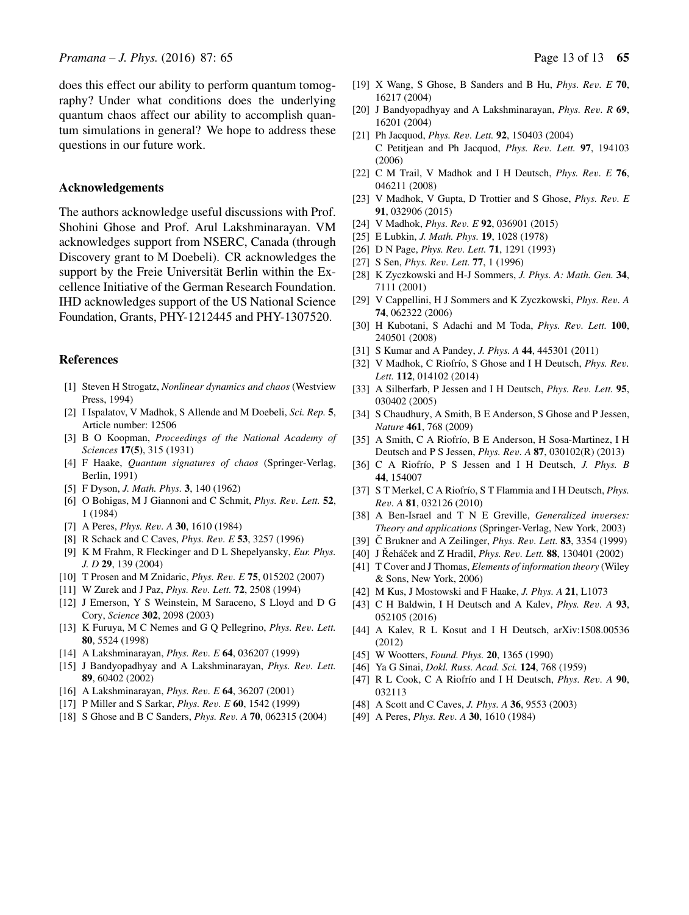does this effect our ability to perform quantum tomography? Under what conditions does the underlying quantum chaos affect our ability to accomplish quantum simulations in general? We hope to address these questions in our future work.

## Acknowledgements

The authors acknowledge useful discussions with Prof. Shohini Ghose and Prof. Arul Lakshminarayan. VM acknowledges support from NSERC, Canada (through Discovery grant to M Doebeli). CR acknowledges the support by the Freie Universität Berlin within the Excellence Initiative of the German Research Foundation. IHD acknowledges support of the US National Science Foundation, Grants, PHY-1212445 and PHY-1307520.

## References

[1] Steven H Strogatz, *Nonlinear dynamics and chaos* (Westview Press, 1994)

[2] I Ispalatov, V Madhok, S Allende and M Doebeli, *Sci. Rep.* **5**, Article number: 12506

[3] B O Koopman, *Proceedings of the National Academy of Sciences* **17(5)**, 315 (1931)

[4] F Haake, *Quantum signatures of chaos* (Springer-Verlag, Berlin, 1991)

[5] F Dyson, *J. Math. Phys.* **3**, 140 (1962)

[6] O Bohigas, M J Giannoni and C Schmit, *Phys. Rev. Lett.* **52**, 1 (1984)

[7] A Peres, *Phys. Rev. A* **30**, 1610 (1984)

[8] R Schack and C Caves, *Phys. Rev. E* **53**, 3257 (1996)

[9] K M Frahm, R Fleckinger and D L Shepelyansky, *Eur. Phys. J. D* **29**, 139 (2004)

[10] T Prosen and M Znidaric, *Phys. Rev. E* **75**, 015202 (2007)

[11] W Zurek and J Paz, *Phys. Rev. Lett.* **72**, 2508 (1994)

[12] J Emerson, Y S Weinstein, M Saraceno, S Lloyd and D G Cory, *Science* **302**, 2098 (2003)

[13] K Furuya, M C Nemes and G Q Pellegrino, *Phys. Rev. Lett.* **80**, 5524 (1998)

[14] A Lakshminarayan, *Phys. Rev. E* **64**, 036207 (1999)

[15] J Bandyopadhyay and A Lakshminarayan, *Phys. Rev. Lett.* **89**, 60402 (2002)

[16] A Lakshminarayan, *Phys. Rev. E* **64**, 36207 (2001)

[17] P Miller and S Sarkar, *Phys. Rev. E* **60**, 1542 (1999)

[18] S Ghose and B C Sanders, *Phys. Rev. A* **70**, 062315 (2004)

[19] X Wang, S Ghose, B Sanders and B Hu, *Phys. Rev. E* **70**, 16217 (2004)

[20] J Bandyopadhyay and A Lakshminarayan, *Phys. Rev. R* **69**, 16201 (2004)

[21] Ph Jacquod, *Phys. Rev. Lett.* **92**, 150403 (2004)
C Petitjean and Ph Jacquod, *Phys. Rev. Lett.* **97**, 194103 (2006)

[22] C M Trail, V Madhok and I H Deutsch, *Phys. Rev. E* **76**, 046211 (2008)

[23] V Madhok, V Gupta, D Trottier and S Ghose, *Phys. Rev. E* **91**, 032906 (2015)

[24] V Madhok, *Phys. Rev. E* **92**, 036901 (2015)

[25] E Lubkin, *J. Math. Phys.* **19**, 1028 (1978)

[26] D N Page, *Phys. Rev. Lett.* **71**, 1291 (1993)

[27] S Sen, *Phys. Rev. Lett.* **77**, 1 (1996)

[28] K Zyczkowski and H-J Sommers, *J. Phys. A: Math. Gen.* **34**, 7111 (2001)

[29] V Cappellini, H J Sommers and K Zyczkowski, *Phys. Rev. A* **74**, 062322 (2006)

[30] H Kubotani, S Adachi and M Toda, *Phys. Rev. Lett.* **100**, 240501 (2008)

[31] S Kumar and A Pandey, *J. Phys. A* **44**, 445301 (2011)

[32] V Madhok, C Riofrío, S Ghose and I H Deutsch, *Phys. Rev. Lett.* **112**, 014102 (2014)

[33] A Silberfarb, P Jessen and I H Deutsch, *Phys. Rev. Lett.* **95**, 030402 (2005)

[34] S Chaudhury, A Smith, B E Anderson, S Ghose and P Jessen, *Nature* **461**, 768 (2009)

[35] A Smith, C A Riofrío, B E Anderson, H Sosa-Martinez, I H Deutsch and P S Jessen, *Phys. Rev. A* **87**, 030102(R) (2013)

[36] C A Riofrío, P S Jessen and I H Deutsch, *J. Phys. B* **44**, 154007

[37] S T Merkel, C A Riofrío, S T Flammia and I H Deutsch, *Phys. Rev. A* **81**, 032126 (2010)

[38] A Ben-Israel and T N E Greville, *Generalized inverses: Theory and applications* (Springer-Verlag, New York, 2003)

[39] Č Brukner and A Zeilinger, *Phys. Rev. Lett.* **83**, 3354 (1999)

[40] J Řeháček and Z Hradil, *Phys. Rev. Lett.* **88**, 130401 (2002)

[41] T Cover and J Thomas, *Elements of information theory* (Wiley & Sons, New York, 2006)

[42] M Kus, J Mostowski and F Haake, *J. Phys. A* **21**, L1073

[43] C H Baldwin, I H Deutsch and A Kalev, *Phys. Rev. A* **93**, 052105 (2016)

[44] A Kalev, R L Kosut and I H Deutsch, arXiv:1508.00536 (2012)

[45] W Wootters, *Found. Phys.* **20**, 1365 (1990)

[46] Ya G Sinai, *Dokl. Russ. Acad. Sci.* **124**, 768 (1959)

[47] R L Cook, C A Riofrío and I H Deutsch, *Phys. Rev. A* **90**, 032113

[48] A Scott and C Caves, *J. Phys. A* **36**, 9553 (2003)

[49] A Peres, *Phys. Rev. A* **30**, 1610 (1984)